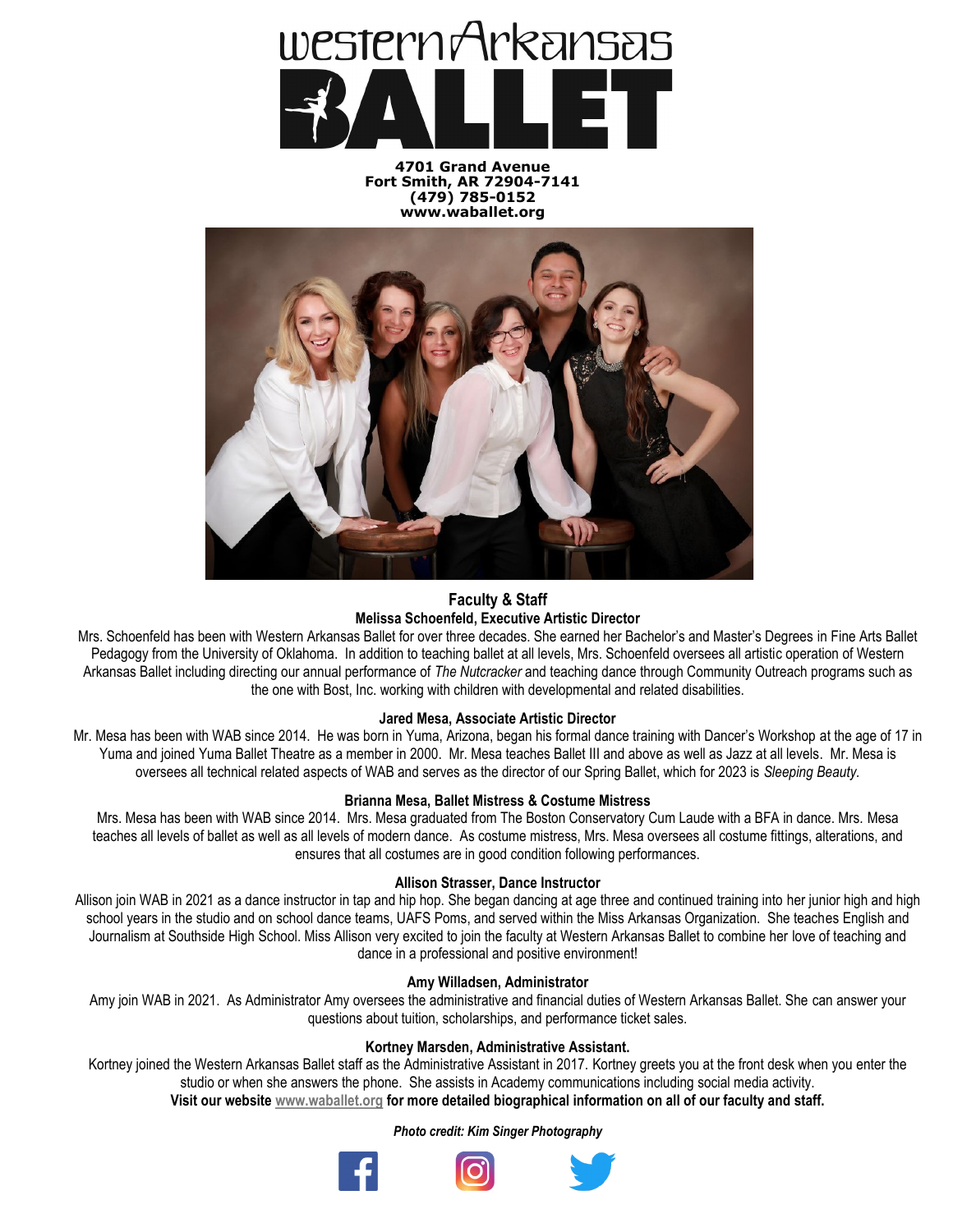# western Arkansas BALLET

**4701 Grand Avenue**
**Fort Smith, AR 72904-7141**
**(479) 785-0152**
**www.waballet.org**

## Faculty & Staff

### Melissa Schoenfeld, Executive Artistic Director

Mrs. Schoenfeld has been with Western Arkansas Ballet for over three decades. She earned her Bachelor's and Master's Degrees in Fine Arts Ballet Pedagogy from the University of Oklahoma. In addition to teaching ballet at all levels, Mrs. Schoenfeld oversees all artistic operation of Western Arkansas Ballet including directing our annual performance of *The Nutcracker* and teaching dance through Community Outreach programs such as the one with Bost, Inc. working with children with developmental and related disabilities.

### Jared Mesa, Associate Artistic Director

Mr. Mesa has been with WAB since 2014. He was born in Yuma, Arizona, began his formal dance training with Dancer's Workshop at the age of 17 in Yuma and joined Yuma Ballet Theatre as a member in 2000. Mr. Mesa teaches Ballet III and above as well as Jazz at all levels. Mr. Mesa is oversees all technical related aspects of WAB and serves as the director of our Spring Ballet, which for 2023 is *Sleeping Beauty*.

### Brianna Mesa, Ballet Mistress & Costume Mistress

Mrs. Mesa has been with WAB since 2014. Mrs. Mesa graduated from The Boston Conservatory Cum Laude with a BFA in dance. Mrs. Mesa teaches all levels of ballet as well as all levels of modern dance. As costume mistress, Mrs. Mesa oversees all costume fittings, alterations, and ensures that all costumes are in good condition following performances.

### Allison Strasser, Dance Instructor

Allison join WAB in 2021 as a dance instructor in tap and hip hop. She began dancing at age three and continued training into her junior high and high school years in the studio and on school dance teams, UAFS Poms, and served within the Miss Arkansas Organization. She teaches English and Journalism at Southside High School. Miss Allison very excited to join the faculty at Western Arkansas Ballet to combine her love of teaching and dance in a professional and positive environment!

### Amy Willadsen, Administrator

Amy join WAB in 2021. As Administrator Amy oversees the administrative and financial duties of Western Arkansas Ballet. She can answer your questions about tuition, scholarships, and performance ticket sales.

### Kortney Marsden, Administrative Assistant.

Kortney joined the Western Arkansas Ballet staff as the Administrative Assistant in 2017. Kortney greets you at the front desk when you enter the studio or when she answers the phone. She assists in Academy communications including social media activity.

**Visit our website www.waballet.org for more detailed biographical information on all of our faculty and staff.**

***Photo credit: Kim Singer Photography***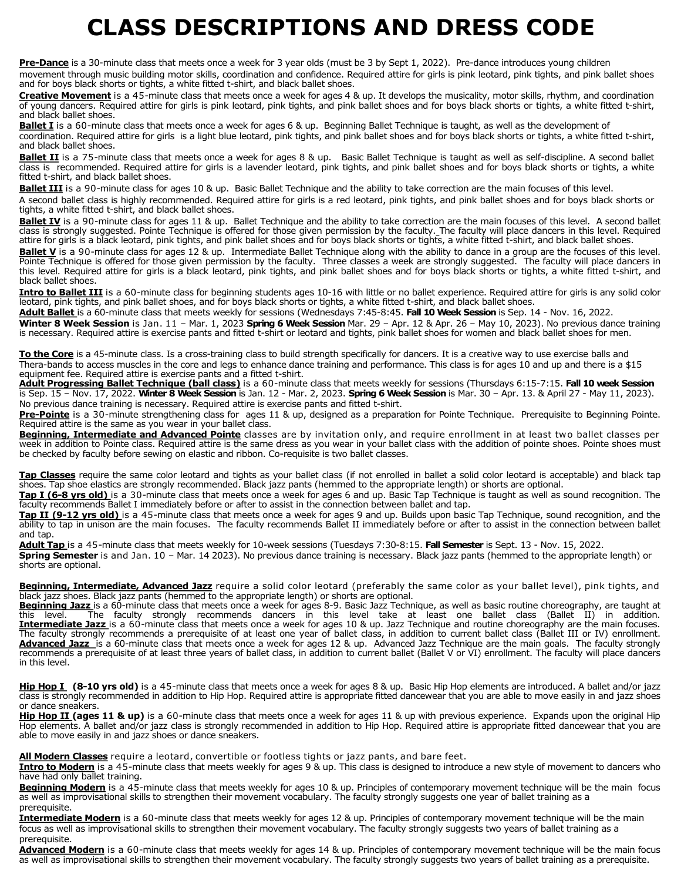# CLASS DESCRIPTIONS AND DRESS CODE

**Pre-Dance** is a 30-minute class that meets once a week for 3 year olds (must be 3 by Sept 1, 2022). Pre-dance introduces young children movement through music building motor skills, coordination and confidence. Required attire for girls is pink leotard, pink tights, and pink ballet shoes and for boys black shorts or tights, a white fitted t-shirt, and black ballet shoes.

**Creative Movement** is a 45-minute class that meets once a week for ages 4 & up. It develops the musicality, motor skills, rhythm, and coordination of young dancers. Required attire for girls is pink leotard, pink tights, and pink ballet shoes and for boys black shorts or tights, a white fitted t-shirt, and black ballet shoes.

**Ballet I** is a 60-minute class that meets once a week for ages 6 & up. Beginning Ballet Technique is taught, as well as the development of coordination. Required attire for girls is a light blue leotard, pink tights, and pink ballet shoes and for boys black shorts or tights, a white fitted t-shirt, and black ballet shoes.

**Ballet II** is a 75-minute class that meets once a week for ages 8 & up. Basic Ballet Technique is taught as well as self-discipline. A second ballet class is recommended. Required attire for girls is a lavender leotard, pink tights, and pink ballet shoes and for boys black shorts or tights, a white fitted t-shirt, and black ballet shoes.

**Ballet III** is a 90-minute class for ages 10 & up. Basic Ballet Technique and the ability to take correction are the main focuses of this level. A second ballet class is highly recommended. Required attire for girls is a red leotard, pink tights, and pink ballet shoes and for boys black shorts or tights, a white fitted t-shirt, and black ballet shoes.

**Ballet IV** is a 90-minute class for ages 11 & up. Ballet Technique and the ability to take correction are the main focuses of this level. A second ballet class is strongly suggested. Pointe Technique is offered for those given permission by the faculty. The faculty will place dancers in this level. Required attire for girls is a black leotard, pink tights, and pink ballet shoes and for boys black shorts or tights, a white fitted t-shirt, and black ballet shoes.

**Ballet V** is a 90-minute class for ages 12 & up. Intermediate Ballet Technique along with the ability to dance in a group are the focuses of this level. Pointe Technique is offered for those given permission by the faculty. Three classes a week are strongly suggested. The faculty will place dancers in this level. Required attire for girls is a black leotard, pink tights, and pink ballet shoes and for boys black shorts or tights, a white fitted t-shirt, and black ballet shoes.

**Intro to Ballet III** is a 60-minute class for beginning students ages 10-16 with little or no ballet experience. Required attire for girls is any solid color leotard, pink tights, and pink ballet shoes, and for boys black shorts or tights, a white fitted t-shirt, and black ballet shoes.

**Adult Ballet** is a 60-minute class that meets weekly for sessions (Wednesdays 7:45-8:45. **Fall 10 Week Session** is Sep. 14 - Nov. 16, 2022. **Winter 8 Week Session** is Jan. 11 – Mar. 1, 2023 **Spring 6 Week Session** Mar. 29 – Apr. 12 & Apr. 26 – May 10, 2023). No previous dance training is necessary. Required attire is exercise pants and fitted t-shirt or leotard and tights, pink ballet shoes for women and black ballet shoes for men.

**To the Core** is a 45-minute class. Is a cross-training class to build strength specifically for dancers. It is a creative way to use exercise balls and Thera-bands to access muscles in the core and legs to enhance dance training and performance. This class is for ages 10 and up and there is a $15 equipment fee. Required attire is exercise pants and a fitted t-shirt.

**Adult Progressing Ballet Technique (ball class)** is a 60-minute class that meets weekly for sessions (Thursdays 6:15-7:15. **Fall 10 week Session** is Sep. 15 – Nov. 17, 2022. **Winter 8 Week Session** is Jan. 12 - Mar. 2, 2023. **Spring 6 Week Session** is Mar. 30 – Apr. 13. & April 27 - May 11, 2023). No previous dance training is necessary. Required attire is exercise pants and fitted t-shirt.

**Pre-Pointe** is a 30-minute strengthening class for ages 11 & up, designed as a preparation for Pointe Technique. Prerequisite to Beginning Pointe. Required attire is the same as you wear in your ballet class.

**Beginning, Intermediate and Advanced Pointe** classes are by invitation only, and require enrollment in at least two ballet classes per week in addition to Pointe class. Required attire is the same dress as you wear in your ballet class with the addition of pointe shoes. Pointe shoes must be checked by faculty before sewing on elastic and ribbon. Co-requisite is two ballet classes.

**Tap Classes** require the same color leotard and tights as your ballet class (if not enrolled in ballet a solid color leotard is acceptable) and black tap shoes. Tap shoe elastics are strongly recommended. Black jazz pants (hemmed to the appropriate length) or shorts are optional.

**Tap I (6-8 yrs old)** is a 30-minute class that meets once a week for ages 6 and up. Basic Tap Technique is taught as well as sound recognition. The faculty recommends Ballet I immediately before or after to assist in the connection between ballet and tap.

**Tap II (9-12 yrs old)** is a 45-minute class that meets once a week for ages 9 and up. Builds upon basic Tap Technique, sound recognition, and the ability to tap in unison are the main focuses. The faculty recommends Ballet II immediately before or after to assist in the connection between ballet and tap.

**Adult Tap** is a 45-minute class that meets weekly for 10-week sessions (Tuesdays 7:30-8:15. **Fall Semester** is Sept. 13 - Nov. 15, 2022. **Spring Semester** is and Jan. 10 – Mar. 14 2023). No previous dance training is necessary. Black jazz pants (hemmed to the appropriate length) or shorts are optional.

**Beginning, Intermediate, Advanced Jazz** require a solid color leotard (preferably the same color as your ballet level), pink tights, and black jazz shoes. Black jazz pants (hemmed to the appropriate length) or shorts are optional.

**Beginning Jazz** is a 60-minute class that meets once a week for ages 8-9. Basic Jazz Technique, as well as basic routine choreography, are taught at this level. The faculty strongly recommends dancers in this level take at least one ballet class (Ballet II) in addition.

**Intermediate Jazz** is a 60-minute class that meets once a week for ages 10 & up. Jazz Technique and routine choreography are the main focuses. The faculty strongly recommends a prerequisite of at least one year of ballet class, in addition to current ballet class (Ballet III or IV) enrollment.

**Advanced Jazz** is a 60-minute class that meets once a week for ages 12 & up. Advanced Jazz Technique are the main goals. The faculty strongly recommends a prerequisite of at least three years of ballet class, in addition to current ballet (Ballet V or VI) enrollment. The faculty will place dancers in this level.

**Hip Hop I (8-10 yrs old)** is a 45-minute class that meets once a week for ages 8 & up. Basic Hip Hop elements are introduced. A ballet and/or jazz class is strongly recommended in addition to Hip Hop. Required attire is appropriate fitted dancewear that you are able to move easily in and jazz shoes or dance sneakers.

**Hip Hop II (ages 11 & up)** is a 60-minute class that meets once a week for ages 11 & up with previous experience. Expands upon the original Hip Hop elements. A ballet and/or jazz class is strongly recommended in addition to Hip Hop. Required attire is appropriate fitted dancewear that you are able to move easily in and jazz shoes or dance sneakers.

**All Modern Classes** require a leotard, convertible or footless tights or jazz pants, and bare feet.

**Intro to Modern** is a 45-minute class that meets weekly for ages 9 & up. This class is designed to introduce a new style of movement to dancers who have had only ballet training.

**Beginning Modern** is a 45-minute class that meets weekly for ages 10 & up. Principles of contemporary movement technique will be the main focus as well as improvisational skills to strengthen their movement vocabulary. The faculty strongly suggests one year of ballet training as a prerequisite.

**Intermediate Modern** is a 60-minute class that meets weekly for ages 12 & up. Principles of contemporary movement technique will be the main focus as well as improvisational skills to strengthen their movement vocabulary. The faculty strongly suggests two years of ballet training as a prerequisite.

**Advanced Modern** is a 60-minute class that meets weekly for ages 14 & up. Principles of contemporary movement technique will be the main focus as well as improvisational skills to strengthen their movement vocabulary. The faculty strongly suggests two years of ballet training as a prerequisite.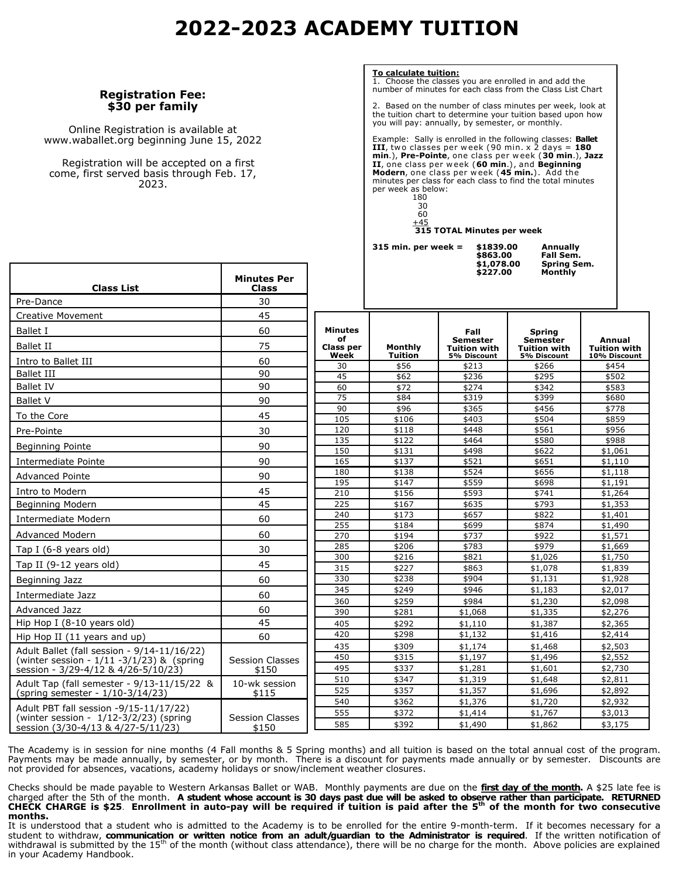# 2022-2023 ACADEMY TUITION

**Registration Fee:**
**$30 per family**

Online Registration is available at www.waballet.org beginning June 15, 2022

Registration will be accepted on a first come, first served basis through Feb. 17, 2023.

**To calculate tuition:**

1. Choose the classes you are enrolled in and add the number of minutes for each class from the Class List Chart

2. Based on the number of class minutes per week, look at the tuition chart to determine your tuition based upon how you will pay: annually, by semester, or monthly.

Example: Sally is enrolled in the following classes: **Ballet III**, two classes per week (90 min. x 2 days = **180 min.**), **Pre-Pointe**, one class per week (**30 min.**), **Jazz II**, one class per week (**60 min.**), and **Beginning Modern**, one class per week (**45 min.**). Add the minutes per class for each class to find the total minutes per week as below:

```
180
 30
 60
+45
315 TOTAL Minutes per week
```

**315 min. per week = $1839.00 Annually**
**$863.00 Fall Sem.**
**$1,078.00 Spring Sem.**
**$227.00 Monthly**

| Class List | Minutes Per Class |
|---|---|
| Pre-Dance | 30 |
| Creative Movement | 45 |
| Ballet I | 60 |
| Ballet II | 75 |
| Intro to Ballet III | 60 |
| Ballet III | 90 |
| Ballet IV | 90 |
| Ballet V | 90 |
| To the Core | 45 |
| Pre-Pointe | 30 |
| Beginning Pointe | 90 |
| Intermediate Pointe | 90 |
| Advanced Pointe | 90 |
| Intro to Modern | 45 |
| Beginning Modern | 45 |
| Intermediate Modern | 60 |
| Advanced Modern | 60 |
| Tap I (6-8 years old) | 30 |
| Tap II (9-12 years old) | 45 |
| Beginning Jazz | 60 |
| Intermediate Jazz | 60 |
| Advanced Jazz | 60 |
| Hip Hop I (8-10 years old) | 45 |
| Hip Hop II (11 years and up) | 60 |
| Adult Ballet (fall session - 9/14-11/16/22) (winter session - 1/11 -3/1/23) & (spring session - 3/29-4/12 & 4/26-5/10/23) | Session Classes $150 |
| Adult Tap (fall semester - 9/13-11/15/22 & (spring semester - 1/10-3/14/23) | 10-wk session $115 |
| Adult PBT fall session -9/15-11/17/22) (winter session - 1/12-3/2/23) (spring session (3/30-4/13 & 4/27-5/11/23) | Session Classes $150 |

| Minutes of Class per Week | Monthly Tuition | Fall Semester Tuition with 5% Discount | Spring Semester Tuition with 5% Discount | Annual Tuition with 10% Discount |
|---|---|---|---|---|
| 30 | $56 | $213 | $266 | $454 |
| 45 | $62 | $236 | $295 | $502 |
| 60 | $72 | $274 | $342 | $583 |
| 75 | $84 | $319 | $399 | $680 |
| 90 | $96 | $365 | $456 | $778 |
| 105 | $106 | $403 | $504 | $859 |
| 120 | $118 | $448 | $561 | $956 |
| 135 | $122 | $464 | $580 | $988 |
| 150 | $131 | $498 | $622 | $1,061 |
| 165 | $137 | $521 | $651 | $1,110 |
| 180 | $138 | $524 | $656 | $1,118 |
| 195 | $147 | $559 | $698 | $1,191 |
| 210 | $156 | $593 | $741 | $1,264 |
| 225 | $167 | $635 | $793 | $1,353 |
| 240 | $173 | $657 | $822 | $1,401 |
| 255 | $184 | $699 | $874 | $1,490 |
| 270 | $194 | $737 | $922 | $1,571 |
| 285 | $206 | $783 | $979 | $1,669 |
| 300 | $216 | $821 | $1,026 | $1,750 |
| 315 | $227 | $863 | $1,078 | $1,839 |
| 330 | $238 | $904 | $1,131 | $1,928 |
| 345 | $249 | $946 | $1,183 | $2,017 |
| 360 | $259 | $984 | $1,230 | $2,098 |
| 390 | $281 | $1,068 | $1,335 | $2,276 |
| 405 | $292 | $1,110 | $1,387 | $2,365 |
| 420 | $298 | $1,132 | $1,416 | $2,414 |
| 435 | $309 | $1,174 | $1,468 | $2,503 |
| 450 | $315 | $1,197 | $1,496 | $2,552 |
| 495 | $337 | $1,281 | $1,601 | $2,730 |
| 510 | $347 | $1,319 | $1,648 | $2,811 |
| 525 | $357 | $1,357 | $1,696 | $2,892 |
| 540 | $362 | $1,376 | $1,720 | $2,932 |
| 555 | $372 | $1,414 | $1,767 | $3,013 |
| 585 | $392 | $1,490 | $1,862 | $3,175 |

The Academy is in session for nine months (4 Fall months & 5 Spring months) and all tuition is based on the total annual cost of the program. Payments may be made annually, by semester, or by month. There is a discount for payments made annually or by semester. Discounts are not provided for absences, vacations, academy holidays or snow/inclement weather closures.

Checks should be made payable to Western Arkansas Ballet or WAB. Monthly payments are due on the **first day of the month**. A $25 late fee is charged after the 5th of the month. **A student whose account is 30 days past due will be asked to observe rather than participate. RETURNED CHECK CHARGE is $25**. **Enrollment in auto-pay will be required if tuition is paid after the 5th of the month for two consecutive months.**

It is understood that a student who is admitted to the Academy is to be enrolled for the entire 9-month-term. If it becomes necessary for a student to withdraw, **communication or written notice from an adult/guardian to the Administrator is required**. If the written notification of withdrawal is submitted by the 15th of the month (without class attendance), there will be no charge for the month. Above policies are explained in your Academy Handbook.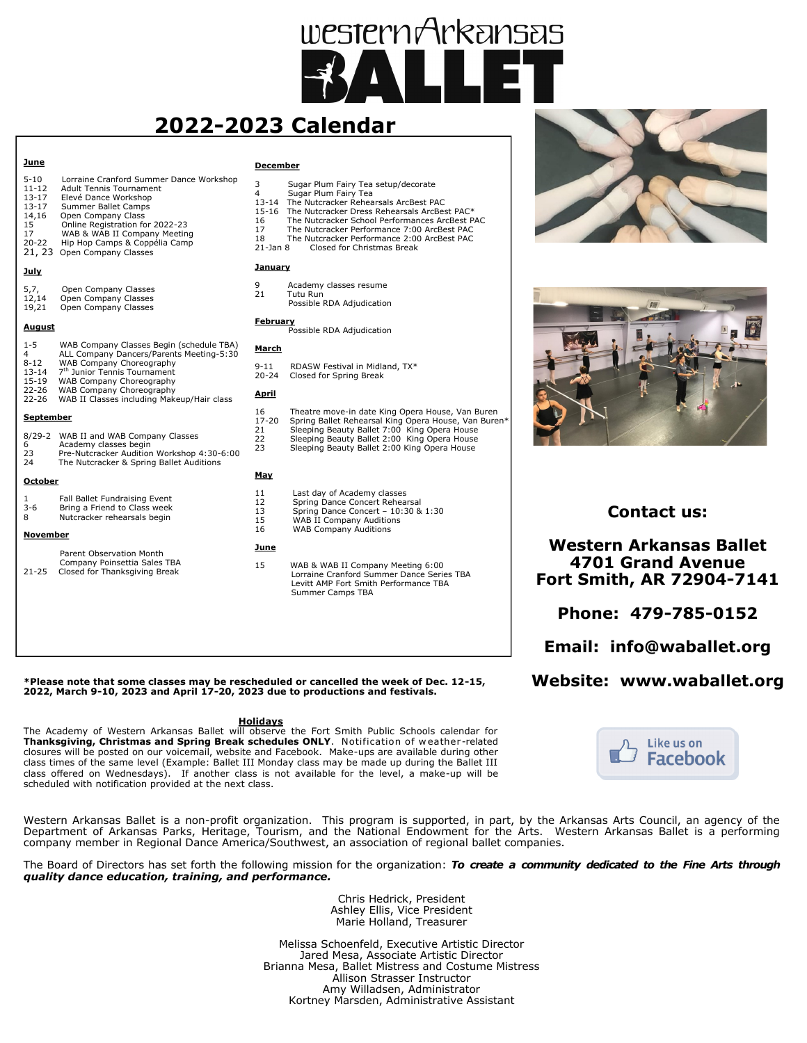# Western Arkansas BALLET

## 2022-2023 Calendar

**June**

| | |
|---|---|
| 5-10 | Lorraine Cranford Summer Dance Workshop |
| 11-12 | Adult Tennis Tournament |
| 13-17 | Elevé Dance Workshop |
| 13-17 | Summer Ballet Camps |
| 14,16 | Open Company Class |
| 15 | Online Registration for 2022-23 |
| 17 | WAB & WAB II Company Meeting |
| 20-22 | Hip Hop Camps & Coppélia Camp |
| 21, 23 | Open Company Classes |

**July**

| | |
|---|---|
| 5,7, | Open Company Classes |
| 12,14 | Open Company Classes |
| 19,21 | Open Company Classes |

**August**

| | |
|---|---|
| 1-5 | WAB Company Classes Begin (schedule TBA) |
| 4 | ALL Company Dancers/Parents Meeting-5:30 |
| 8-12 | WAB Company Choreography |
| 13-14 | 7th Junior Tennis Tournament |
| 15-19 | WAB Company Choreography |
| 22-26 | WAB Company Choreography |
| 22-26 | WAB II Classes including Makeup/Hair class |

**September**

| | |
|---|---|
| 8/29-2 | WAB II and WAB Company Classes |
| 6 | Academy classes begin |
| 23 | Pre-Nutcracker Audition Workshop 4:30-6:00 |
| 24 | The Nutcracker & Spring Ballet Auditions |

**October**

| | |
|---|---|
| 1 | Fall Ballet Fundraising Event |
| 3-6 | Bring a Friend to Class week |
| 8 | Nutcracker rehearsals begin |

**November**

| | |
|---|---|
| | Parent Observation Month |
| | Company Poinsettia Sales TBA |
| 21-25 | Closed for Thanksgiving Break |

**December**

| | |
|---|---|
| 3 | Sugar Plum Fairy Tea setup/decorate |
| 4 | Sugar Plum Fairy Tea |
| 13-14 | The Nutcracker Rehearsals ArcBest PAC |
| 15-16 | The Nutcracker Dress Rehearsals ArcBest PAC* |
| 16 | The Nutcracker School Performances ArcBest PAC |
| 17 | The Nutcracker Performance 7:00 ArcBest PAC |
| 18 | The Nutcracker Performance 2:00 ArcBest PAC |
| 21-Jan 8 | Closed for Christmas Break |

**January**

| | |
|---|---|
| 9 | Academy classes resume |
| 21 | Tutu Run |
| | Possible RDA Adjudication |

**February**

Possible RDA Adjudication

**March**

| | |
|---|---|
| 9-11 | RDASW Festival in Midland, TX* |
| 20-24 | Closed for Spring Break |

**April**

| | |
|---|---|
| 16 | Theatre move-in date King Opera House, Van Buren |
| 17-20 | Spring Ballet Rehearsal King Opera House, Van Buren* |
| 21 | Sleeping Beauty Ballet 7:00 King Opera House |
| 22 | Sleeping Beauty Ballet 2:00 King Opera House |
| 23 | Sleeping Beauty Ballet 2:00 King Opera House |

**May**

| | |
|---|---|
| 11 | Last day of Academy classes |
| 12 | Spring Dance Concert Rehearsal |
| 13 | Spring Dance Concert – 10:30 & 1:30 |
| 15 | WAB II Company Auditions |
| 16 | WAB Company Auditions |

**June**

| | |
|---|---|
| 15 | WAB & WAB II Company Meeting 6:00 |
| | Lorraine Cranford Summer Dance Series TBA |
| | Levitt AMP Fort Smith Performance TBA |
| | Summer Camps TBA |

**\*Please note that some classes may be rescheduled or cancelled the week of Dec. 12-15, 2022, March 9-10, 2023 and April 17-20, 2023 due to productions and festivals.**

**Holidays**

The Academy of Western Arkansas Ballet will observe the Fort Smith Public Schools calendar for **Thanksgiving, Christmas and Spring Break schedules ONLY**. Notification of weather-related closures will be posted on our voicemail, website and Facebook. Make-ups are available during other class times of the same level (Example: Ballet III Monday class may be made up during the Ballet III class offered on Wednesdays). If another class is not available for the level, a make-up will be scheduled with notification provided at the next class.

## Contact us:

**Western Arkansas Ballet**
**4701 Grand Avenue**
**Fort Smith, AR 72904-7141**

**Phone: 479-785-0152**

**Email: info@waballet.org**

**Website: www.waballet.org**

Like us on Facebook

Western Arkansas Ballet is a non-profit organization. This program is supported, in part, by the Arkansas Arts Council, an agency of the Department of Arkansas Parks, Heritage, Tourism, and the National Endowment for the Arts. Western Arkansas Ballet is a performing company member in Regional Dance America/Southwest, an association of regional ballet companies.

The Board of Directors has set forth the following mission for the organization: ***To create a community dedicated to the Fine Arts through quality dance education, training, and performance.***

Chris Hedrick, President
Ashley Ellis, Vice President
Marie Holland, Treasurer

Melissa Schoenfeld, Executive Artistic Director
Jared Mesa, Associate Artistic Director
Brianna Mesa, Ballet Mistress and Costume Mistress
Allison Strasser Instructor
Amy Willadsen, Administrator
Kortney Marsden, Administrative Assistant